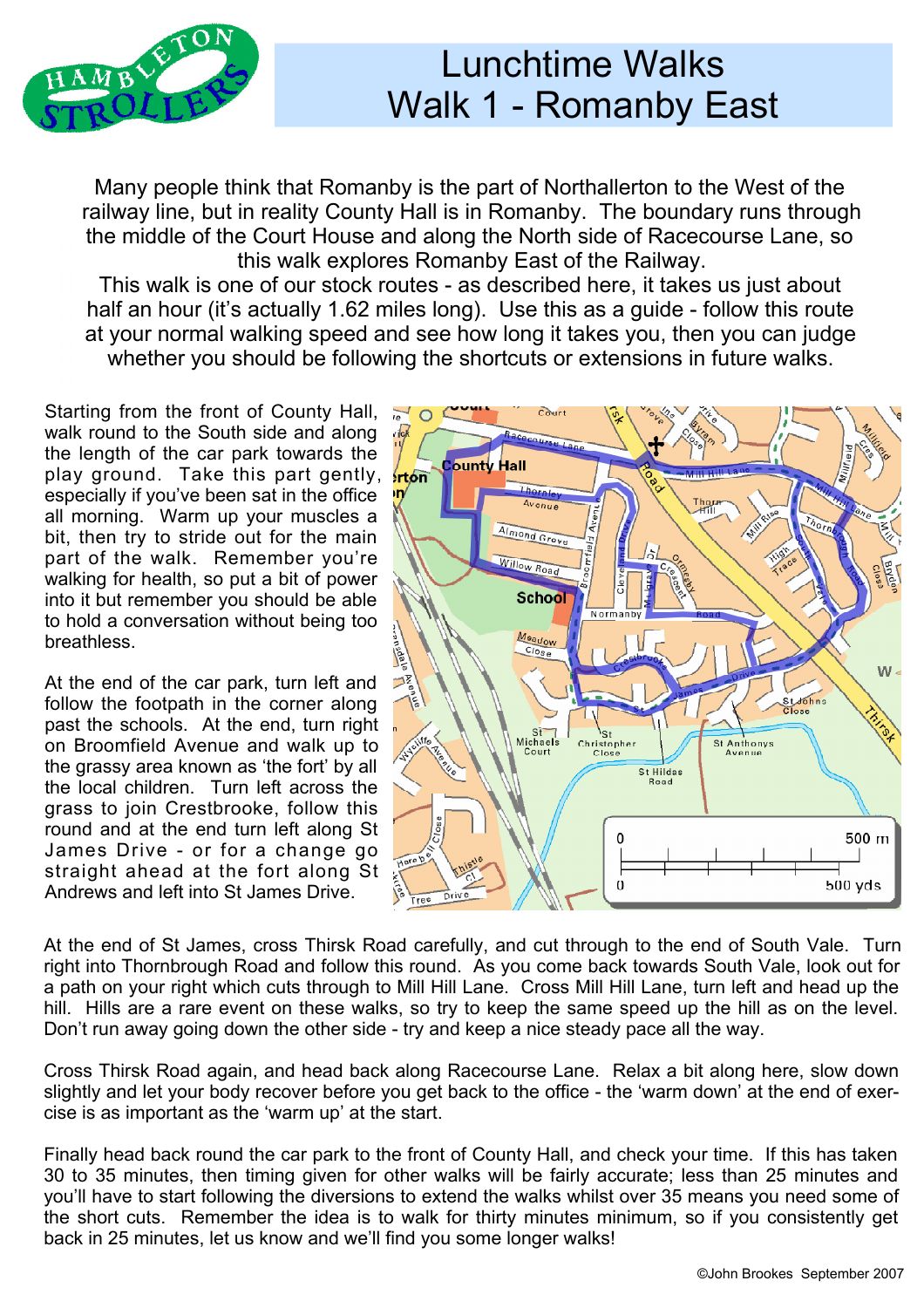# Lunchtime Walks
# Walk 1 - Romanby East

Many people think that Romanby is the part of Northallerton to the West of the railway line, but in reality County Hall is in Romanby. The boundary runs through the middle of the Court House and along the North side of Racecourse Lane, so this walk explores Romanby East of the Railway.

This walk is one of our stock routes - as described here, it takes us just about half an hour (it's actually 1.62 miles long). Use this as a guide - follow this route at your normal walking speed and see how long it takes you, then you can judge whether you should be following the shortcuts or extensions in future walks.

Starting from the front of County Hall, walk round to the South side and along the length of the car park towards the play ground. Take this part gently, especially if you've been sat in the office all morning. Warm up your muscles a bit, then try to stride out for the main part of the walk. Remember you're walking for health, so put a bit of power into it but remember you should be able to hold a conversation without being too breathless.

At the end of the car park, turn left and follow the footpath in the corner along past the schools. At the end, turn right on Broomfield Avenue and walk up to the grassy area known as 'the fort' by all the local children. Turn left across the grass to join Crestbrooke, follow this round and at the end turn left along St James Drive - or for a change go straight ahead at the fort along St Andrews and left into St James Drive.

At the end of St James, cross Thirsk Road carefully, and cut through to the end of South Vale. Turn right into Thornbrough Road and follow this round. As you come back towards South Vale, look out for a path on your right which cuts through to Mill Hill Lane. Cross Mill Hill Lane, turn left and head up the hill. Hills are a rare event on these walks, so try to keep the same speed up the hill as on the level. Don't run away going down the other side - try and keep a nice steady pace all the way.

Cross Thirsk Road again, and head back along Racecourse Lane. Relax a bit along here, slow down slightly and let your body recover before you get back to the office - the 'warm down' at the end of exercise is as important as the 'warm up' at the start.

Finally head back round the car park to the front of County Hall, and check your time. If this has taken 30 to 35 minutes, then timing given for other walks will be fairly accurate; less than 25 minutes and you'll have to start following the diversions to extend the walks whilst over 35 means you need some of the short cuts. Remember the idea is to walk for thirty minutes minimum, so if you consistently get back in 25 minutes, let us know and we'll find you some longer walks!

©John Brookes September 2007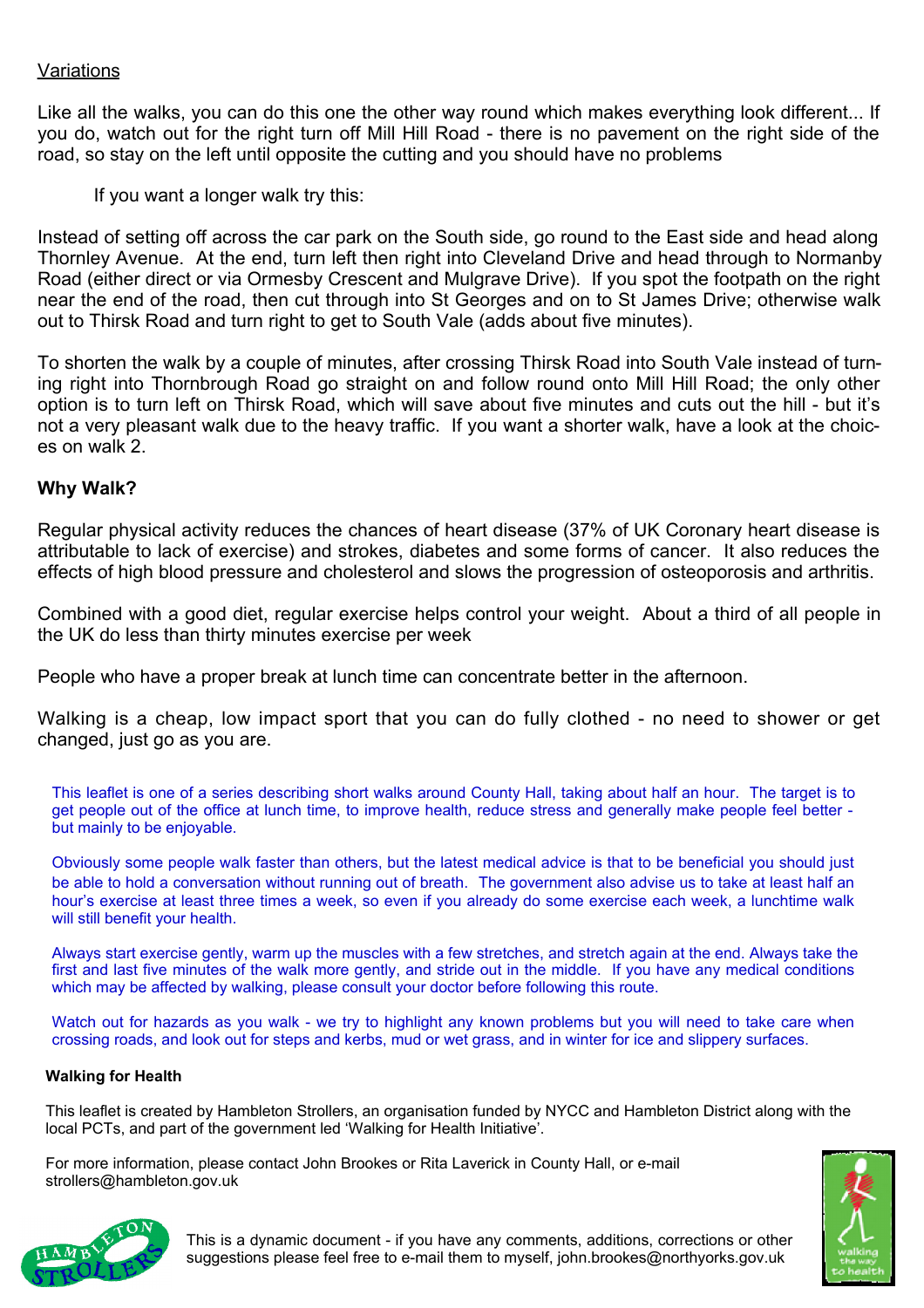Variations

Like all the walks, you can do this one the other way round which makes everything look different... If you do, watch out for the right turn off Mill Hill Road - there is no pavement on the right side of the road, so stay on the left until opposite the cutting and you should have no problems

If you want a longer walk try this:

Instead of setting off across the car park on the South side, go round to the East side and head along Thornley Avenue. At the end, turn left then right into Cleveland Drive and head through to Normanby Road (either direct or via Ormesby Crescent and Mulgrave Drive). If you spot the footpath on the right near the end of the road, then cut through into St Georges and on to St James Drive; otherwise walk out to Thirsk Road and turn right to get to South Vale (adds about five minutes).

To shorten the walk by a couple of minutes, after crossing Thirsk Road into South Vale instead of turning right into Thornbrough Road go straight on and follow round onto Mill Hill Road; the only other option is to turn left on Thirsk Road, which will save about five minutes and cuts out the hill - but it's not a very pleasant walk due to the heavy traffic. If you want a shorter walk, have a look at the choices on walk 2.

**Why Walk?**

Regular physical activity reduces the chances of heart disease (37% of UK Coronary heart disease is attributable to lack of exercise) and strokes, diabetes and some forms of cancer. It also reduces the effects of high blood pressure and cholesterol and slows the progression of osteoporosis and arthritis.

Combined with a good diet, regular exercise helps control your weight. About a third of all people in the UK do less than thirty minutes exercise per week

People who have a proper break at lunch time can concentrate better in the afternoon.

Walking is a cheap, low impact sport that you can do fully clothed - no need to shower or get changed, just go as you are.

This leaflet is one of a series describing short walks around County Hall, taking about half an hour. The target is to get people out of the office at lunch time, to improve health, reduce stress and generally make people feel better - but mainly to be enjoyable.

Obviously some people walk faster than others, but the latest medical advice is that to be beneficial you should just be able to hold a conversation without running out of breath. The government also advise us to take at least half an hour's exercise at least three times a week, so even if you already do some exercise each week, a lunchtime walk will still benefit your health.

Always start exercise gently, warm up the muscles with a few stretches, and stretch again at the end. Always take the first and last five minutes of the walk more gently, and stride out in the middle. If you have any medical conditions which may be affected by walking, please consult your doctor before following this route.

Watch out for hazards as you walk - we try to highlight any known problems but you will need to take care when crossing roads, and look out for steps and kerbs, mud or wet grass, and in winter for ice and slippery surfaces.

**Walking for Health**

This leaflet is created by Hambleton Strollers, an organisation funded by NYCC and Hambleton District along with the local PCTs, and part of the government led 'Walking for Health Initiative'.

For more information, please contact John Brookes or Rita Laverick in County Hall, or e-mail strollers@hambleton.gov.uk

This is a dynamic document - if you have any comments, additions, corrections or other suggestions please feel free to e-mail them to myself, john.brookes@northyorks.gov.uk